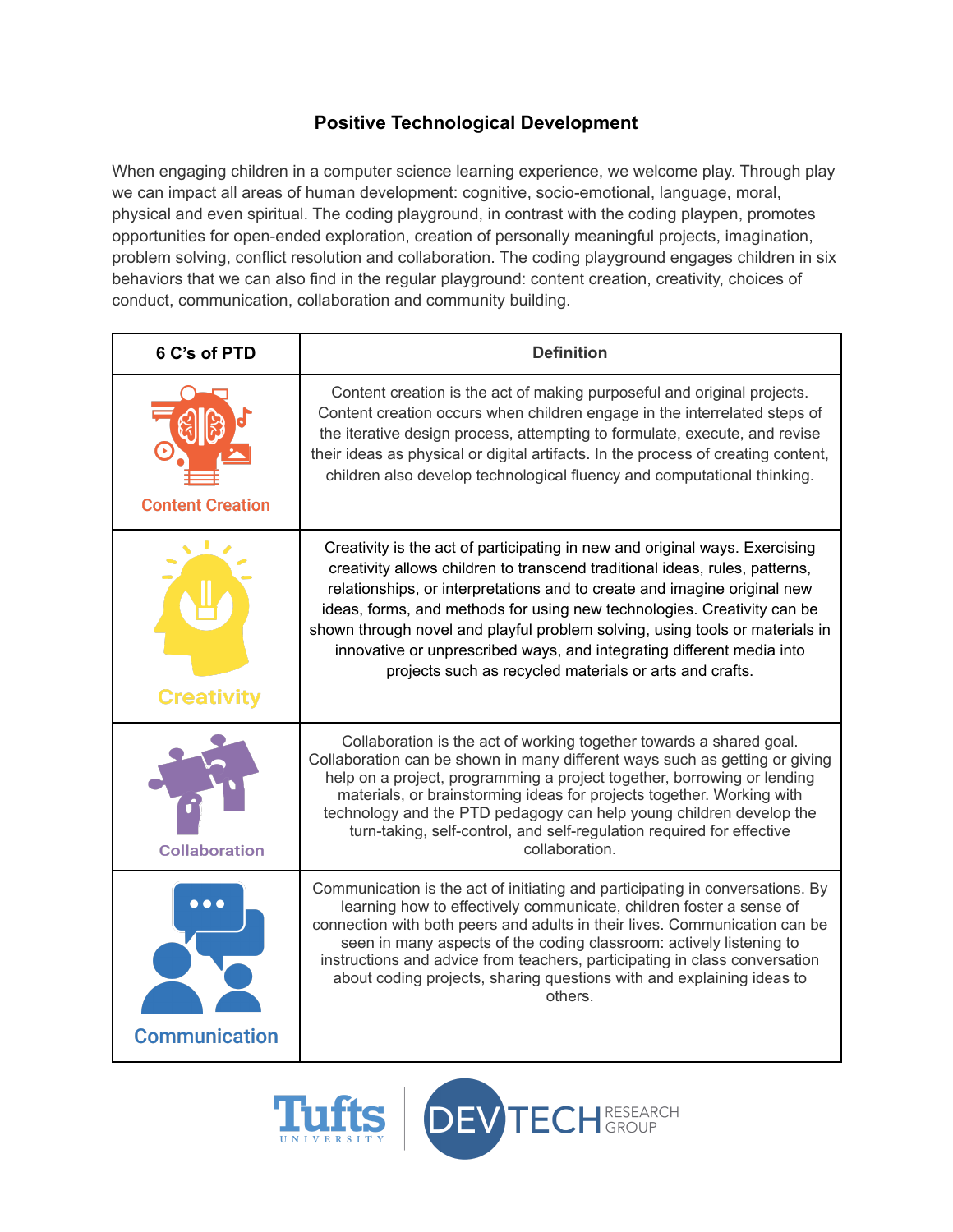# Positive Technological Development

When engaging children in a computer science learning experience, we welcome play. Through play we can impact all areas of human development: cognitive, socio-emotional, language, moral, physical and even spiritual. The coding playground, in contrast with the coding playpen, promotes opportunities for open-ended exploration, creation of personally meaningful projects, imagination, problem solving, conflict resolution and collaboration. The coding playground engages children in six behaviors that we can also find in the regular playground: content creation, creativity, choices of conduct, communication, collaboration and community building.

| 6 C's of PTD | Definition |
|---|---|
| Content Creation | Content creation is the act of making purposeful and original projects. Content creation occurs when children engage in the interrelated steps of the iterative design process, attempting to formulate, execute, and revise their ideas as physical or digital artifacts. In the process of creating content, children also develop technological fluency and computational thinking. |
| Creativity | Creativity is the act of participating in new and original ways. Exercising creativity allows children to transcend traditional ideas, rules, patterns, relationships, or interpretations and to create and imagine original new ideas, forms, and methods for using new technologies. Creativity can be shown through novel and playful problem solving, using tools or materials in innovative or unprescribed ways, and integrating different media into projects such as recycled materials or arts and crafts. |
| Collaboration | Collaboration is the act of working together towards a shared goal. Collaboration can be shown in many different ways such as getting or giving help on a project, programming a project together, borrowing or lending materials, or brainstorming ideas for projects together. Working with technology and the PTD pedagogy can help young children develop the turn-taking, self-control, and self-regulation required for effective collaboration. |
| Communication | Communication is the act of initiating and participating in conversations. By learning how to effectively communicate, children foster a sense of connection with both peers and adults in their lives. Communication can be seen in many aspects of the coding classroom: actively listening to instructions and advice from teachers, participating in class conversation about coding projects, sharing questions with and explaining ideas to others. |

Tufts University | DEVTECH RESEARCH GROUP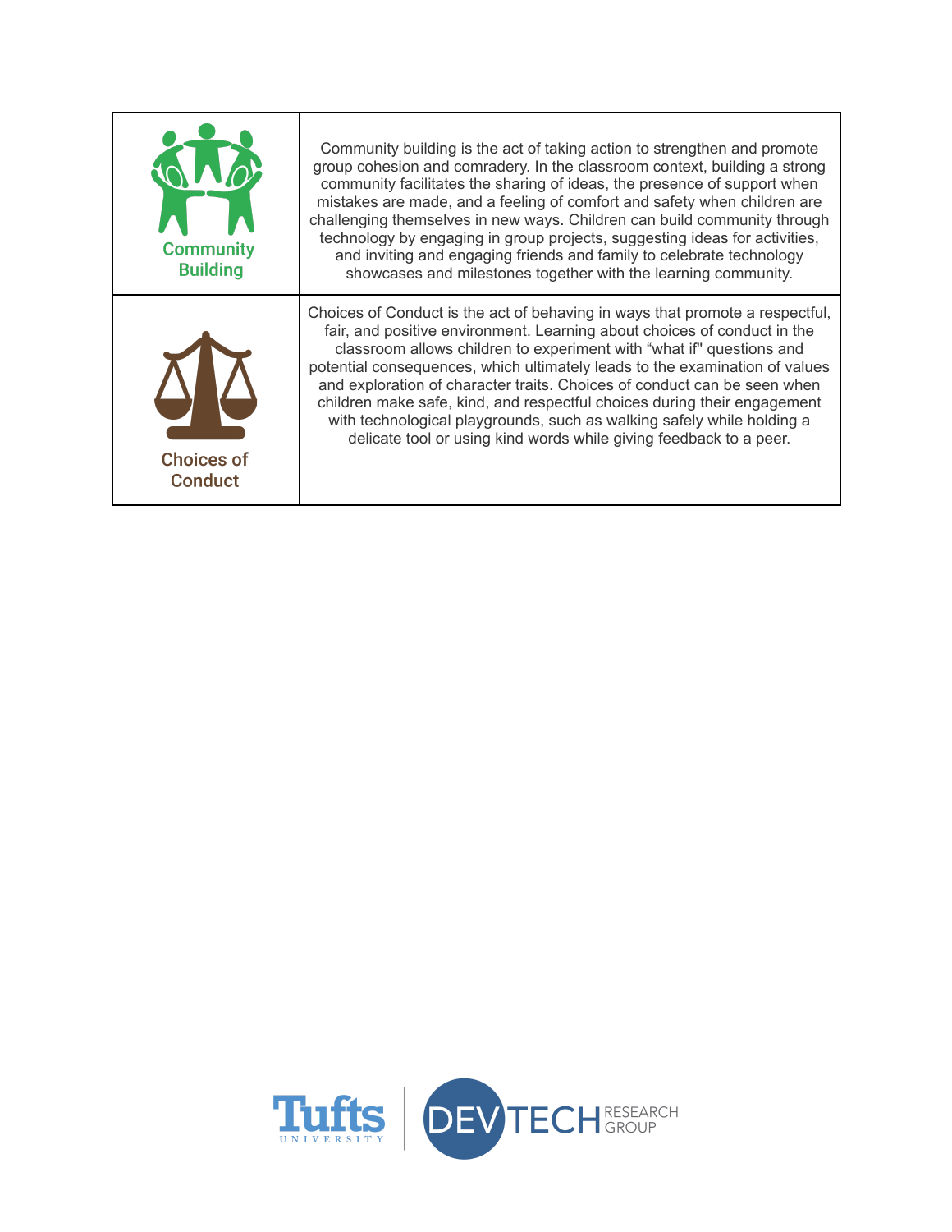| | |
|---|---|
| Community Building | Community building is the act of taking action to strengthen and promote group cohesion and comradery. In the classroom context, building a strong community facilitates the sharing of ideas, the presence of support when mistakes are made, and a feeling of comfort and safety when children are challenging themselves in new ways. Children can build community through technology by engaging in group projects, suggesting ideas for activities, and inviting and engaging friends and family to celebrate technology showcases and milestones together with the learning community. |
| Choices of Conduct | Choices of Conduct is the act of behaving in ways that promote a respectful, fair, and positive environment. Learning about choices of conduct in the classroom allows children to experiment with "what if" questions and potential consequences, which ultimately leads to the examination of values and exploration of character traits. Choices of conduct can be seen when children make safe, kind, and respectful choices during their engagement with technological playgrounds, such as walking safely while holding a delicate tool or using kind words while giving feedback to a peer. |

Tufts UNIVERSITY | DEVTECH RESEARCH GROUP